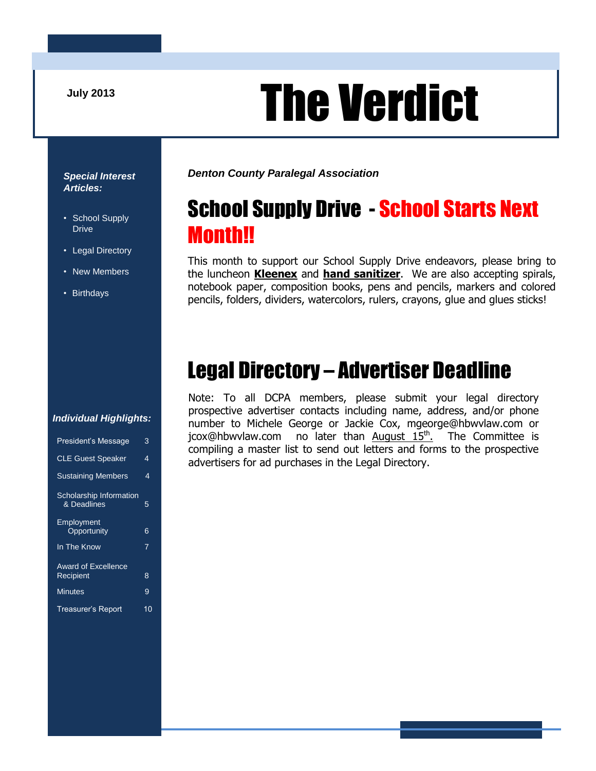July 2013

# The Verdict

***Special Interest Articles:***

- School Supply Drive
- Legal Directory
- New Members
- Birthdays

***Individual Highlights:***

| | |
|---|---|
| President's Message | 3 |
| CLE Guest Speaker | 4 |
| Sustaining Members | 4 |
| Scholarship Information & Deadlines | 5 |
| Employment Opportunity | 6 |
| In The Know | 7 |
| Award of Excellence Recipient | 8 |
| Minutes | 9 |
| Treasurer's Report | 10 |

***Denton County Paralegal Association***

## School Supply Drive - School Starts Next Month!!

This month to support our School Supply Drive endeavors, please bring to the luncheon **Kleenex** and **hand sanitizer**. We are also accepting spirals, notebook paper, composition books, pens and pencils, markers and colored pencils, folders, dividers, watercolors, rulers, crayons, glue and glues sticks!

## Legal Directory – Advertiser Deadline

Note: To all DCPA members, please submit your legal directory prospective advertiser contacts including name, address, and/or phone number to Michele George or Jackie Cox, mgeorge@hbwvlaw.com or jcox@hbwvlaw.com no later than August 15th. The Committee is compiling a master list to send out letters and forms to the prospective advertisers for ad purchases in the Legal Directory.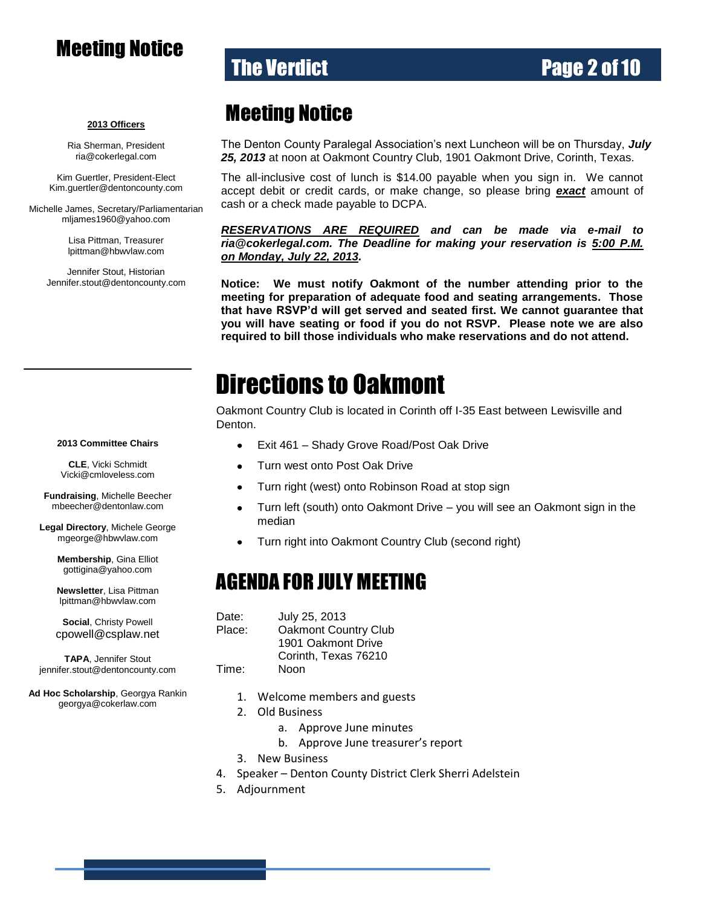# Meeting Notice

**2013 Officers**

Ria Sherman, President
ria@cokerlegal.com

Kim Guertler, President-Elect
Kim.guertler@dentoncounty.com

Michelle James, Secretary/Parliamentarian
mljames1960@yahoo.com

Lisa Pittman, Treasurer
lpittman@hbwvlaw.com

Jennifer Stout, Historian
Jennifer.stout@dentoncounty.com

**2013 Committee Chairs**

**CLE**, Vicki Schmidt
Vicki@cmloveless.com

**Fundraising**, Michelle Beecher
mbeecher@dentonlaw.com

**Legal Directory**, Michele George
mgeorge@hbwvlaw.com

**Membership**, Gina Elliot
gottigina@yahoo.com

**Newsletter**, Lisa Pittman
lpittman@hbwvlaw.com

**Social**, Christy Powell
cpowell@csplaw.net

**TAPA**, Jennifer Stout
jennifer.stout@dentoncounty.com

**Ad Hoc Scholarship**, Georgya Rankin
georgya@cokerlaw.com

## Meeting Notice

The Denton County Paralegal Association's next Luncheon will be on Thursday, ***July 25, 2013*** at noon at Oakmont Country Club, 1901 Oakmont Drive, Corinth, Texas.

The all-inclusive cost of lunch is $14.00 payable when you sign in. We cannot accept debit or credit cards, or make change, so please bring ***exact*** amount of cash or a check made payable to DCPA.

***RESERVATIONS ARE REQUIRED and can be made via e-mail to ria@cokerlegal.com. The Deadline for making your reservation is 5:00 P.M. on Monday, July 22, 2013.***

**Notice: We must notify Oakmont of the number attending prior to the meeting for preparation of adequate food and seating arrangements. Those that have RSVP'd will get served and seated first. We cannot guarantee that you will have seating or food if you do not RSVP. Please note we are also required to bill those individuals who make reservations and do not attend.**

# Directions to Oakmont

Oakmont Country Club is located in Corinth off I-35 East between Lewisville and Denton.

- Exit 461 – Shady Grove Road/Post Oak Drive
- Turn west onto Post Oak Drive
- Turn right (west) onto Robinson Road at stop sign
- Turn left (south) onto Oakmont Drive – you will see an Oakmont sign in the median
- Turn right into Oakmont Country Club (second right)

## AGENDA FOR JULY MEETING

Date: July 25, 2013
Place: Oakmont Country Club
1901 Oakmont Drive
Corinth, Texas 76210
Time: Noon

1. Welcome members and guests
2. Old Business
   a. Approve June minutes
   b. Approve June treasurer's report
3. New Business
4. Speaker – Denton County District Clerk Sherri Adelstein
5. Adjournment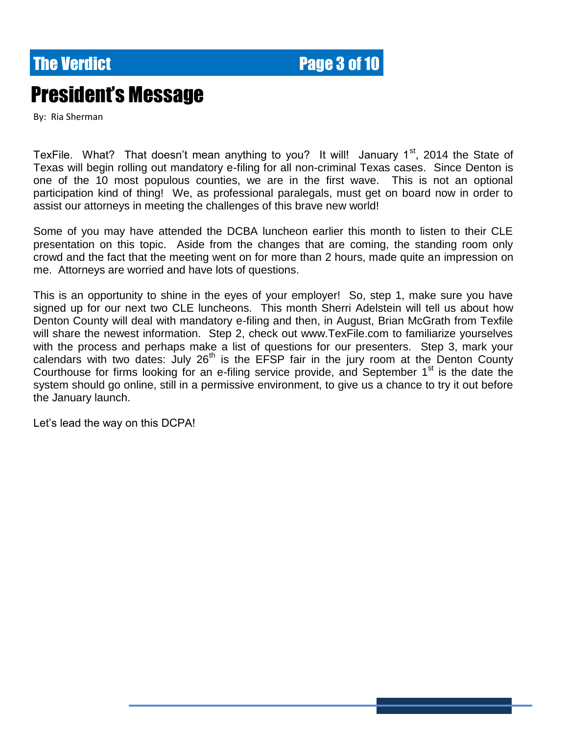# President's Message

By: Ria Sherman

TexFile. What? That doesn't mean anything to you? It will! January 1$^{st}$, 2014 the State of Texas will begin rolling out mandatory e-filing for all non-criminal Texas cases. Since Denton is one of the 10 most populous counties, we are in the first wave. This is not an optional participation kind of thing! We, as professional paralegals, must get on board now in order to assist our attorneys in meeting the challenges of this brave new world!

Some of you may have attended the DCBA luncheon earlier this month to listen to their CLE presentation on this topic. Aside from the changes that are coming, the standing room only crowd and the fact that the meeting went on for more than 2 hours, made quite an impression on me. Attorneys are worried and have lots of questions.

This is an opportunity to shine in the eyes of your employer! So, step 1, make sure you have signed up for our next two CLE luncheons. This month Sherri Adelstein will tell us about how Denton County will deal with mandatory e-filing and then, in August, Brian McGrath from Texfile will share the newest information. Step 2, check out www.TexFile.com to familiarize yourselves with the process and perhaps make a list of questions for our presenters. Step 3, mark your calendars with two dates: July 26$^{th}$ is the EFSP fair in the jury room at the Denton County Courthouse for firms looking for an e-filing service provide, and September 1$^{st}$ is the date the system should go online, still in a permissive environment, to give us a chance to try it out before the January launch.

Let's lead the way on this DCPA!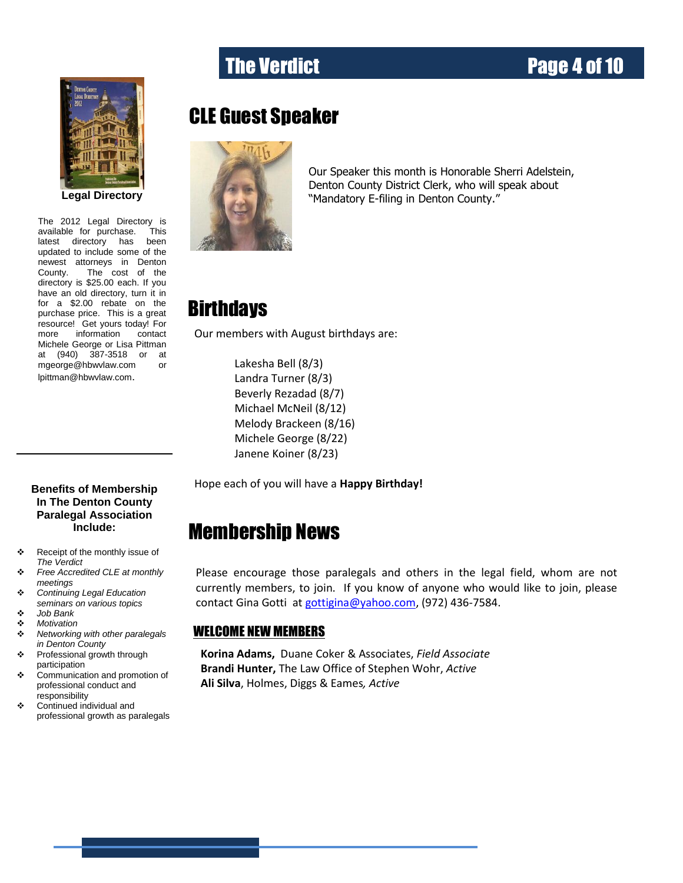**Legal Directory**

The 2012 Legal Directory is available for purchase. This latest directory has been updated to include some of the newest attorneys in Denton County. The cost of the directory is $25.00 each. If you have an old directory, turn it in for a $2.00 rebate on the purchase price. This is a great resource! Get yours today! For more information contact Michele George or Lisa Pittman at (940) 387-3518 or at mgeorge@hbwvlaw.com or lpittman@hbwvlaw.com.

---

**Benefits of Membership In The Denton County Paralegal Association Include:**

- Receipt of the monthly issue of *The Verdict*
- *Free Accredited CLE at monthly meetings*
- *Continuing Legal Education seminars on various topics*
- *Job Bank*
- *Motivation*
- *Networking with other paralegals in Denton County*
- Professional growth through participation
- Communication and promotion of professional conduct and responsibility
- Continued individual and professional growth as paralegals

## CLE Guest Speaker

Our Speaker this month is Honorable Sherri Adelstein, Denton County District Clerk, who will speak about "Mandatory E-filing in Denton County."

## Birthdays

Our members with August birthdays are:

Lakesha Bell (8/3)
Landra Turner (8/3)
Beverly Rezadad (8/7)
Michael McNeil (8/12)
Melody Brackeen (8/16)
Michele George (8/22)
Janene Koiner (8/23)

Hope each of you will have a **Happy Birthday!**

## Membership News

Please encourage those paralegals and others in the legal field, whom are not currently members, to join. If you know of anyone who would like to join, please contact Gina Gotti at gottigina@yahoo.com, (972) 436-7584.

### WELCOME NEW MEMBERS

**Korina Adams,** Duane Coker & Associates, *Field Associate*
**Brandi Hunter,** The Law Office of Stephen Wohr, *Active*
**Ali Silva**, Holmes, Diggs & Eames*, Active*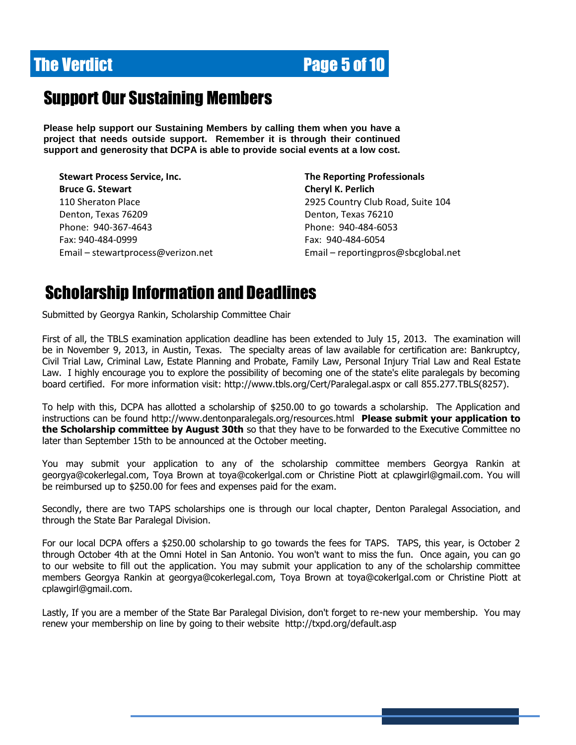## Support Our Sustaining Members

**Please help support our Sustaining Members by calling them when you have a project that needs outside support. Remember it is through their continued support and generosity that DCPA is able to provide social events at a low cost.**

**Stewart Process Service, Inc.**
**Bruce G. Stewart**
110 Sheraton Place
Denton, Texas 76209
Phone: 940-367-4643
Fax: 940-484-0999
Email – stewartprocess@verizon.net

**The Reporting Professionals**
**Cheryl K. Perlich**
2925 Country Club Road, Suite 104
Denton, Texas 76210
Phone: 940-484-6053
Fax: 940-484-6054
Email – reportingpros@sbcglobal.net

## Scholarship Information and Deadlines

Submitted by Georgya Rankin, Scholarship Committee Chair

First of all, the TBLS examination application deadline has been extended to July 15, 2013. The examination will be in November 9, 2013, in Austin, Texas. The specialty areas of law available for certification are: Bankruptcy, Civil Trial Law, Criminal Law, Estate Planning and Probate, Family Law, Personal Injury Trial Law and Real Estate Law. I highly encourage you to explore the possibility of becoming one of the state's elite paralegals by becoming board certified. For more information visit: http://www.tbls.org/Cert/Paralegal.aspx or call 855.277.TBLS(8257).

To help with this, DCPA has allotted a scholarship of $250.00 to go towards a scholarship. The Application and instructions can be found http://www.dentonparalegals.org/resources.html **Please submit your application to the Scholarship committee by August 30th** so that they have to be forwarded to the Executive Committee no later than September 15th to be announced at the October meeting.

You may submit your application to any of the scholarship committee members Georgya Rankin at georgya@cokerlegal.com, Toya Brown at toya@cokerlgal.com or Christine Piott at cplawgirl@gmail.com. You will be reimbursed up to $250.00 for fees and expenses paid for the exam.

Secondly, there are two TAPS scholarships one is through our local chapter, Denton Paralegal Association, and through the State Bar Paralegal Division.

For our local DCPA offers a $250.00 scholarship to go towards the fees for TAPS. TAPS, this year, is October 2 through October 4th at the Omni Hotel in San Antonio. You won't want to miss the fun. Once again, you can go to our website to fill out the application. You may submit your application to any of the scholarship committee members Georgya Rankin at georgya@cokerlegal.com, Toya Brown at toya@cokerlgal.com or Christine Piott at cplawgirl@gmail.com.

Lastly, If you are a member of the State Bar Paralegal Division, don't forget to re-new your membership. You may renew your membership on line by going to their website http://txpd.org/default.asp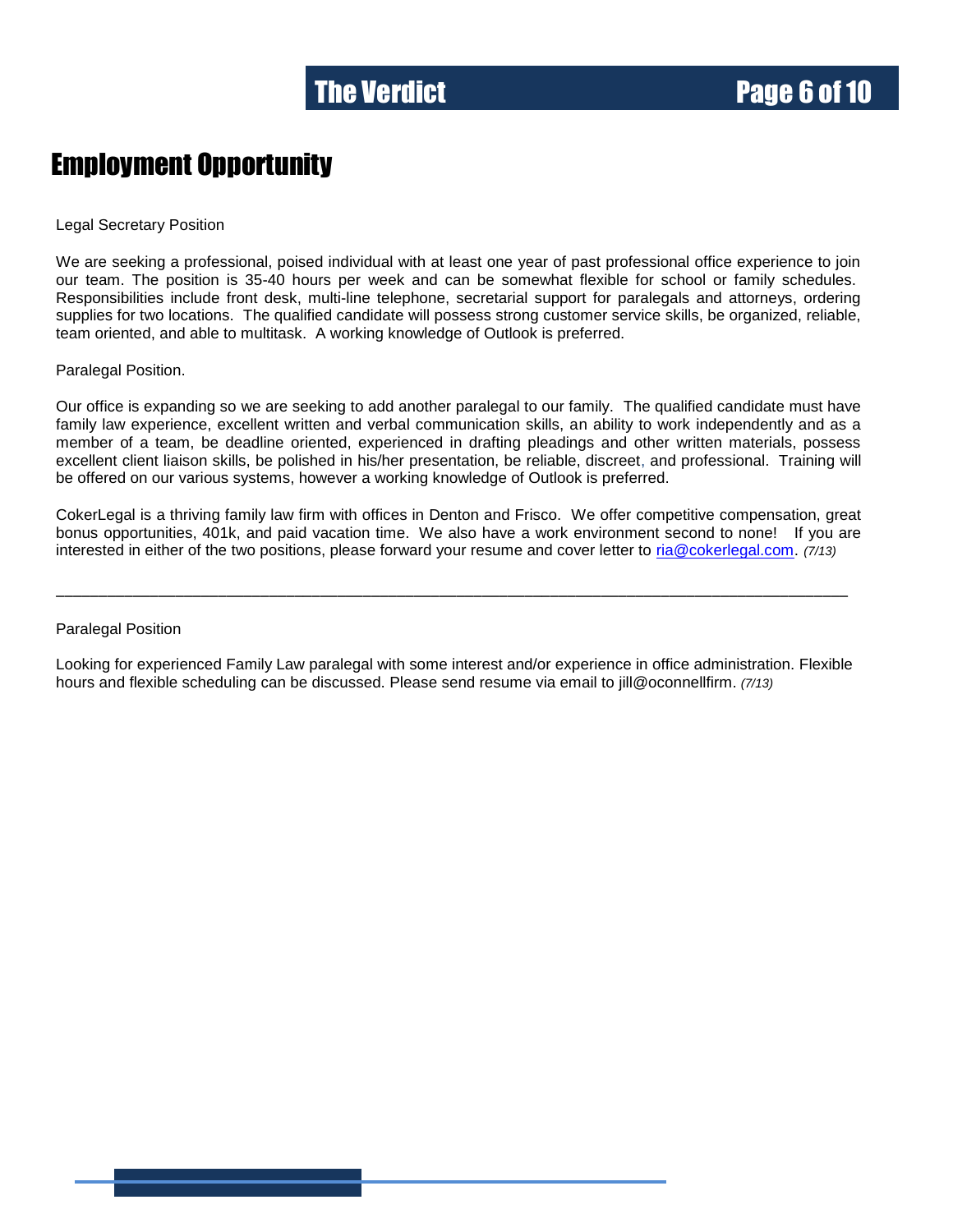# Employment Opportunity

Legal Secretary Position

We are seeking a professional, poised individual with at least one year of past professional office experience to join our team. The position is 35-40 hours per week and can be somewhat flexible for school or family schedules. Responsibilities include front desk, multi-line telephone, secretarial support for paralegals and attorneys, ordering supplies for two locations. The qualified candidate will possess strong customer service skills, be organized, reliable, team oriented, and able to multitask. A working knowledge of Outlook is preferred.

Paralegal Position.

Our office is expanding so we are seeking to add another paralegal to our family. The qualified candidate must have family law experience, excellent written and verbal communication skills, an ability to work independently and as a member of a team, be deadline oriented, experienced in drafting pleadings and other written materials, possess excellent client liaison skills, be polished in his/her presentation, be reliable, discreet, and professional. Training will be offered on our various systems, however a working knowledge of Outlook is preferred.

CokerLegal is a thriving family law firm with offices in Denton and Frisco. We offer competitive compensation, great bonus opportunities, 401k, and paid vacation time. We also have a work environment second to none! If you are interested in either of the two positions, please forward your resume and cover letter to ria@cokerlegal.com. *(7/13)*

---

Paralegal Position

Looking for experienced Family Law paralegal with some interest and/or experience in office administration. Flexible hours and flexible scheduling can be discussed. Please send resume via email to jill@oconnellfirm. *(7/13)*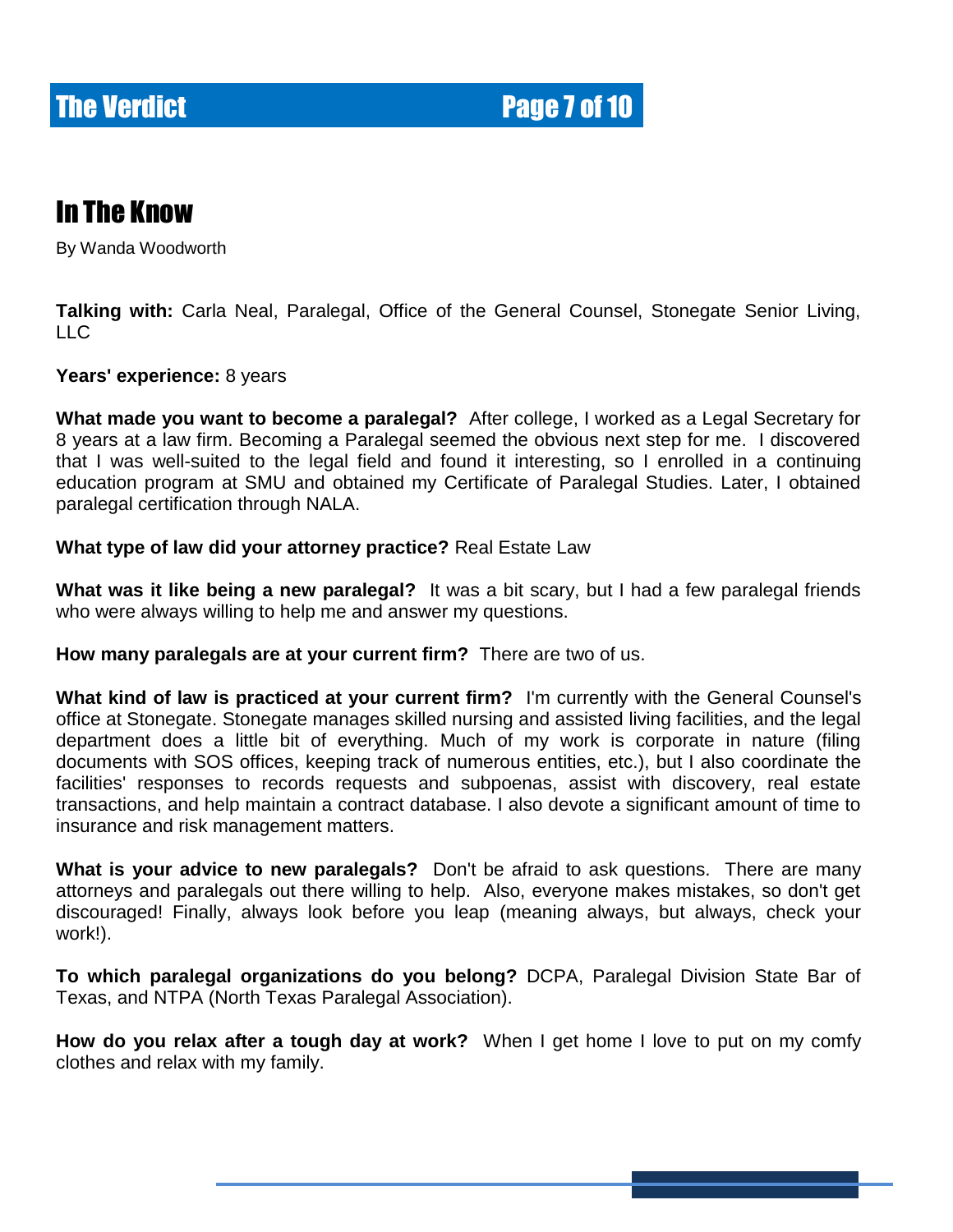# In The Know

By Wanda Woodworth

**Talking with:** Carla Neal, Paralegal, Office of the General Counsel, Stonegate Senior Living, LLC

**Years' experience:** 8 years

**What made you want to become a paralegal?** After college, I worked as a Legal Secretary for 8 years at a law firm. Becoming a Paralegal seemed the obvious next step for me. I discovered that I was well-suited to the legal field and found it interesting, so I enrolled in a continuing education program at SMU and obtained my Certificate of Paralegal Studies. Later, I obtained paralegal certification through NALA.

**What type of law did your attorney practice?** Real Estate Law

**What was it like being a new paralegal?** It was a bit scary, but I had a few paralegal friends who were always willing to help me and answer my questions.

**How many paralegals are at your current firm?** There are two of us.

**What kind of law is practiced at your current firm?** I'm currently with the General Counsel's office at Stonegate. Stonegate manages skilled nursing and assisted living facilities, and the legal department does a little bit of everything. Much of my work is corporate in nature (filing documents with SOS offices, keeping track of numerous entities, etc.), but I also coordinate the facilities' responses to records requests and subpoenas, assist with discovery, real estate transactions, and help maintain a contract database. I also devote a significant amount of time to insurance and risk management matters.

**What is your advice to new paralegals?** Don't be afraid to ask questions. There are many attorneys and paralegals out there willing to help. Also, everyone makes mistakes, so don't get discouraged! Finally, always look before you leap (meaning always, but always, check your work!).

**To which paralegal organizations do you belong?** DCPA, Paralegal Division State Bar of Texas, and NTPA (North Texas Paralegal Association).

**How do you relax after a tough day at work?** When I get home I love to put on my comfy clothes and relax with my family.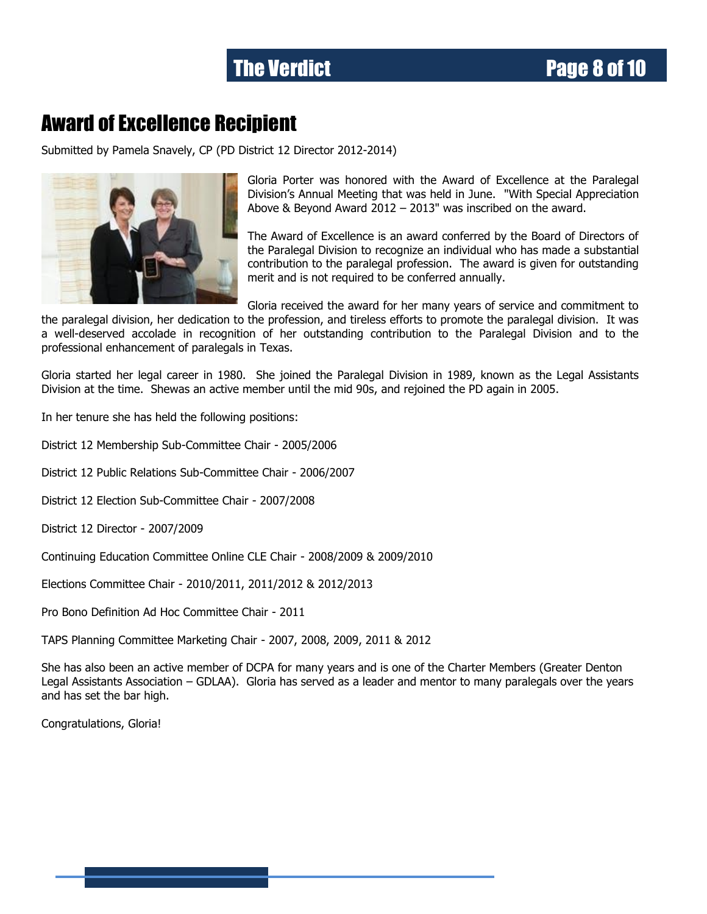# Award of Excellence Recipient

Submitted by Pamela Snavely, CP (PD District 12 Director 2012-2014)

Gloria Porter was honored with the Award of Excellence at the Paralegal Division's Annual Meeting that was held in June. "With Special Appreciation Above & Beyond Award 2012 – 2013" was inscribed on the award.

The Award of Excellence is an award conferred by the Board of Directors of the Paralegal Division to recognize an individual who has made a substantial contribution to the paralegal profession. The award is given for outstanding merit and is not required to be conferred annually.

Gloria received the award for her many years of service and commitment to the paralegal division, her dedication to the profession, and tireless efforts to promote the paralegal division. It was a well-deserved accolade in recognition of her outstanding contribution to the Paralegal Division and to the professional enhancement of paralegals in Texas.

Gloria started her legal career in 1980. She joined the Paralegal Division in 1989, known as the Legal Assistants Division at the time. Shewas an active member until the mid 90s, and rejoined the PD again in 2005.

In her tenure she has held the following positions:

District 12 Membership Sub-Committee Chair - 2005/2006

District 12 Public Relations Sub-Committee Chair - 2006/2007

District 12 Election Sub-Committee Chair - 2007/2008

District 12 Director - 2007/2009

Continuing Education Committee Online CLE Chair - 2008/2009 & 2009/2010

Elections Committee Chair - 2010/2011, 2011/2012 & 2012/2013

Pro Bono Definition Ad Hoc Committee Chair - 2011

TAPS Planning Committee Marketing Chair - 2007, 2008, 2009, 2011 & 2012

She has also been an active member of DCPA for many years and is one of the Charter Members (Greater Denton Legal Assistants Association – GDLAA). Gloria has served as a leader and mentor to many paralegals over the years and has set the bar high.

Congratulations, Gloria!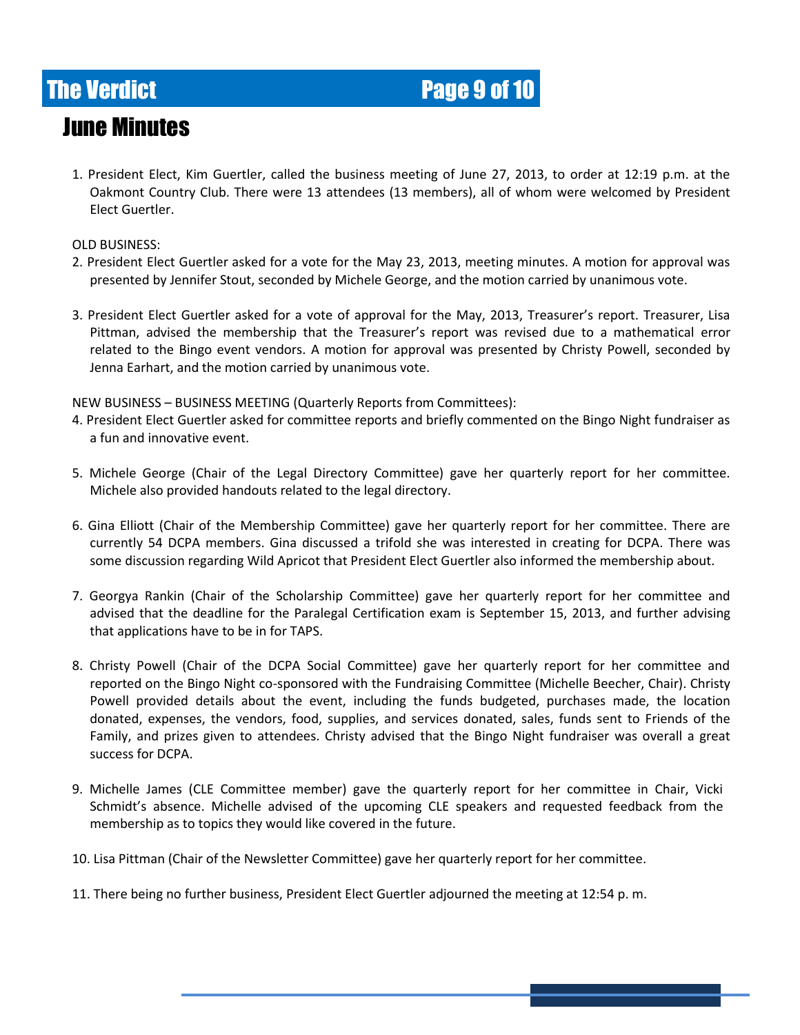# June Minutes

1. President Elect, Kim Guertler, called the business meeting of June 27, 2013, to order at 12:19 p.m. at the Oakmont Country Club. There were 13 attendees (13 members), all of whom were welcomed by President Elect Guertler.

OLD BUSINESS:

2. President Elect Guertler asked for a vote for the May 23, 2013, meeting minutes. A motion for approval was presented by Jennifer Stout, seconded by Michele George, and the motion carried by unanimous vote.

3. President Elect Guertler asked for a vote of approval for the May, 2013, Treasurer's report. Treasurer, Lisa Pittman, advised the membership that the Treasurer's report was revised due to a mathematical error related to the Bingo event vendors. A motion for approval was presented by Christy Powell, seconded by Jenna Earhart, and the motion carried by unanimous vote.

NEW BUSINESS – BUSINESS MEETING (Quarterly Reports from Committees):

4. President Elect Guertler asked for committee reports and briefly commented on the Bingo Night fundraiser as a fun and innovative event.

5. Michele George (Chair of the Legal Directory Committee) gave her quarterly report for her committee. Michele also provided handouts related to the legal directory.

6. Gina Elliott (Chair of the Membership Committee) gave her quarterly report for her committee. There are currently 54 DCPA members. Gina discussed a trifold she was interested in creating for DCPA. There was some discussion regarding Wild Apricot that President Elect Guertler also informed the membership about.

7. Georgya Rankin (Chair of the Scholarship Committee) gave her quarterly report for her committee and advised that the deadline for the Paralegal Certification exam is September 15, 2013, and further advising that applications have to be in for TAPS.

8. Christy Powell (Chair of the DCPA Social Committee) gave her quarterly report for her committee and reported on the Bingo Night co-sponsored with the Fundraising Committee (Michelle Beecher, Chair). Christy Powell provided details about the event, including the funds budgeted, purchases made, the location donated, expenses, the vendors, food, supplies, and services donated, sales, funds sent to Friends of the Family, and prizes given to attendees. Christy advised that the Bingo Night fundraiser was overall a great success for DCPA.

9. Michelle James (CLE Committee member) gave the quarterly report for her committee in Chair, Vicki Schmidt's absence. Michelle advised of the upcoming CLE speakers and requested feedback from the membership as to topics they would like covered in the future.

10. Lisa Pittman (Chair of the Newsletter Committee) gave her quarterly report for her committee.

11. There being no further business, President Elect Guertler adjourned the meeting at 12:54 p. m.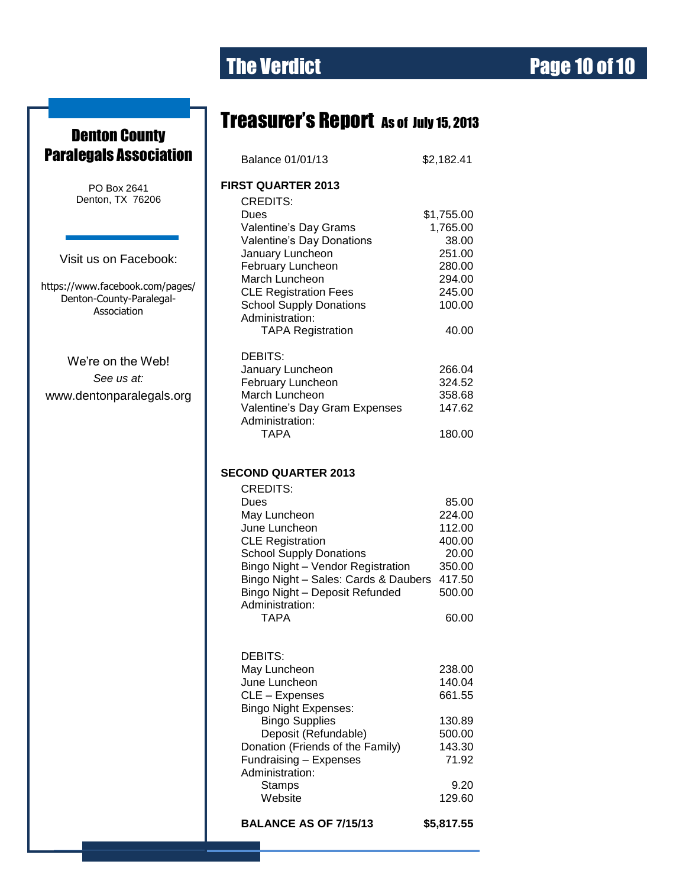## Denton County Paralegals Association

PO Box 2641
Denton, TX 76206

Visit us on Facebook:

https://www.facebook.com/pages/Denton-County-Paralegal-Association

We're on the Web!

*See us at:*

www.dentonparalegals.org

# Treasurer's Report As of July 15, 2013

| | |
|---|---|
| Balance 01/01/13 | $2,182.41 |
| **FIRST QUARTER 2013** | |
| CREDITS: | |
| Dues | $1,755.00 |
| Valentine's Day Grams | 1,765.00 |
| Valentine's Day Donations | 38.00 |
| January Luncheon | 251.00 |
| February Luncheon | 280.00 |
| March Luncheon | 294.00 |
| CLE Registration Fees | 245.00 |
| School Supply Donations | 100.00 |
| Administration: | |
| TAPA Registration | 40.00 |
| DEBITS: | |
| January Luncheon | 266.04 |
| February Luncheon | 324.52 |
| March Luncheon | 358.68 |
| Valentine's Day Gram Expenses | 147.62 |
| Administration: | |
| TAPA | 180.00 |
| **SECOND QUARTER 2013** | |
| CREDITS: | |
| Dues | 85.00 |
| May Luncheon | 224.00 |
| June Luncheon | 112.00 |
| CLE Registration | 400.00 |
| School Supply Donations | 20.00 |
| Bingo Night – Vendor Registration | 350.00 |
| Bingo Night – Sales: Cards & Daubers | 417.50 |
| Bingo Night – Deposit Refunded | 500.00 |
| Administration: | |
| TAPA | 60.00 |
| DEBITS: | |
| May Luncheon | 238.00 |
| June Luncheon | 140.04 |
| CLE – Expenses | 661.55 |
| Bingo Night Expenses: | |
| Bingo Supplies | 130.89 |
| Deposit (Refundable) | 500.00 |
| Donation (Friends of the Family) | 143.30 |
| Fundraising – Expenses | 71.92 |
| Administration: | |
| Stamps | 9.20 |
| Website | 129.60 |
| **BALANCE AS OF 7/15/13** | **$5,817.55** |